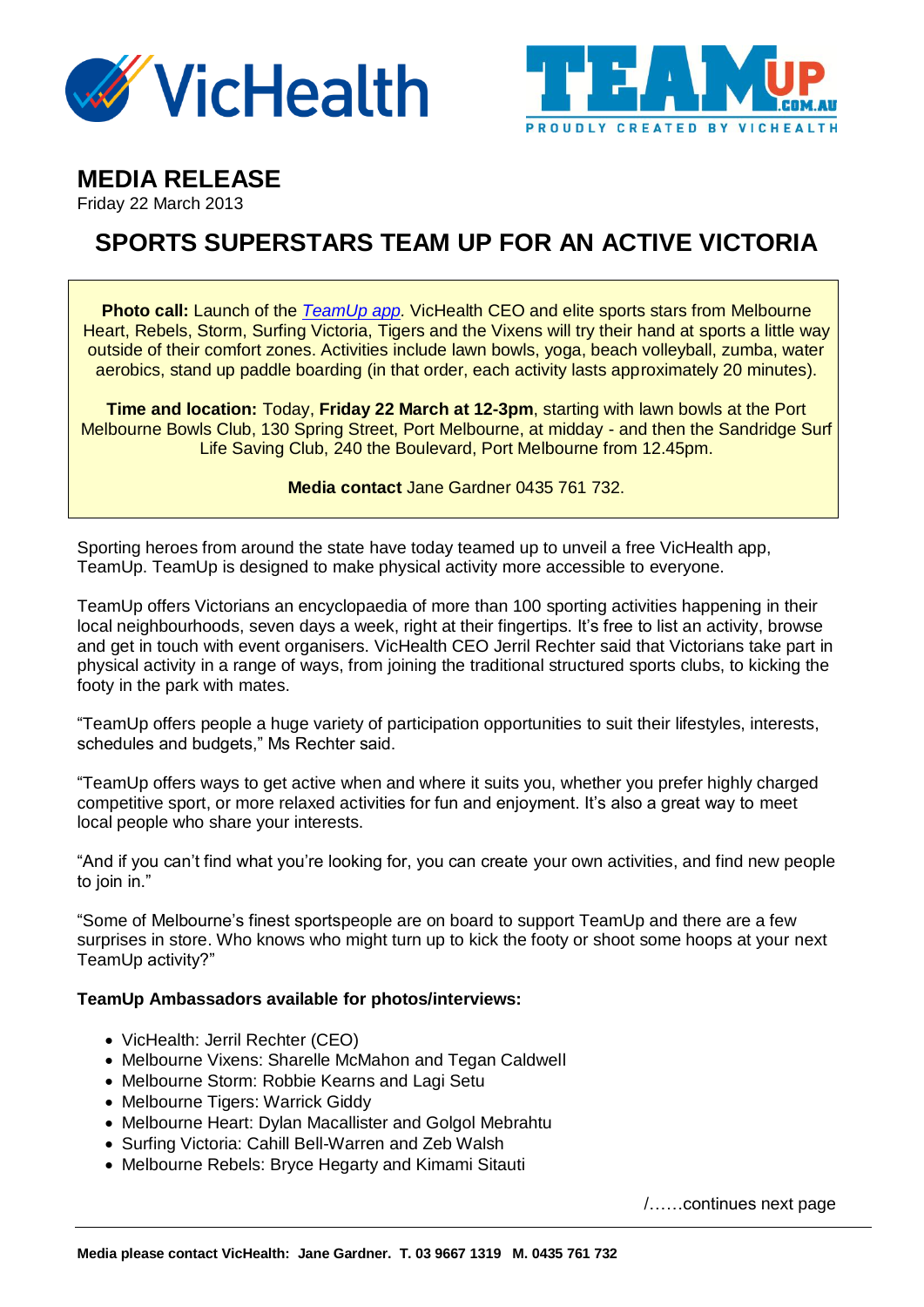# MEDIA RELEASE

Friday 22 March 2013

## SPORTS SUPERSTARS TEAM UP FOR AN ACTIVE VICTORIA

**Photo call:** Launch of the *TeamUp app*. VicHealth CEO and elite sports stars from Melbourne Heart, Rebels, Storm, Surfing Victoria, Tigers and the Vixens will try their hand at sports a little way outside of their comfort zones. Activities include lawn bowls, yoga, beach volleyball, zumba, water aerobics, stand up paddle boarding (in that order, each activity lasts approximately 20 minutes).

**Time and location:** Today, **Friday 22 March at 12-3pm**, starting with lawn bowls at the Port Melbourne Bowls Club, 130 Spring Street, Port Melbourne, at midday - and then the Sandridge Surf Life Saving Club, 240 the Boulevard, Port Melbourne from 12.45pm.

**Media contact** Jane Gardner 0435 761 732.

Sporting heroes from around the state have today teamed up to unveil a free VicHealth app, TeamUp. TeamUp is designed to make physical activity more accessible to everyone.

TeamUp offers Victorians an encyclopaedia of more than 100 sporting activities happening in their local neighbourhoods, seven days a week, right at their fingertips. It's free to list an activity, browse and get in touch with event organisers. VicHealth CEO Jerril Rechter said that Victorians take part in physical activity in a range of ways, from joining the traditional structured sports clubs, to kicking the footy in the park with mates.

"TeamUp offers people a huge variety of participation opportunities to suit their lifestyles, interests, schedules and budgets," Ms Rechter said.

"TeamUp offers ways to get active when and where it suits you, whether you prefer highly charged competitive sport, or more relaxed activities for fun and enjoyment. It's also a great way to meet local people who share your interests.

"And if you can't find what you're looking for, you can create your own activities, and find new people to join in."

"Some of Melbourne's finest sportspeople are on board to support TeamUp and there are a few surprises in store. Who knows who might turn up to kick the footy or shoot some hoops at your next TeamUp activity?"

**TeamUp Ambassadors available for photos/interviews:**

- VicHealth: Jerril Rechter (CEO)
- Melbourne Vixens: Sharelle McMahon and Tegan Caldwell
- Melbourne Storm: Robbie Kearns and Lagi Setu
- Melbourne Tigers: Warrick Giddy
- Melbourne Heart: Dylan Macallister and Golgol Mebrahtu
- Surfing Victoria: Cahill Bell-Warren and Zeb Walsh
- Melbourne Rebels: Bryce Hegarty and Kimami Sitauti

/……continues next page

**Media please contact VicHealth: Jane Gardner. T. 03 9667 1319 M. 0435 761 732**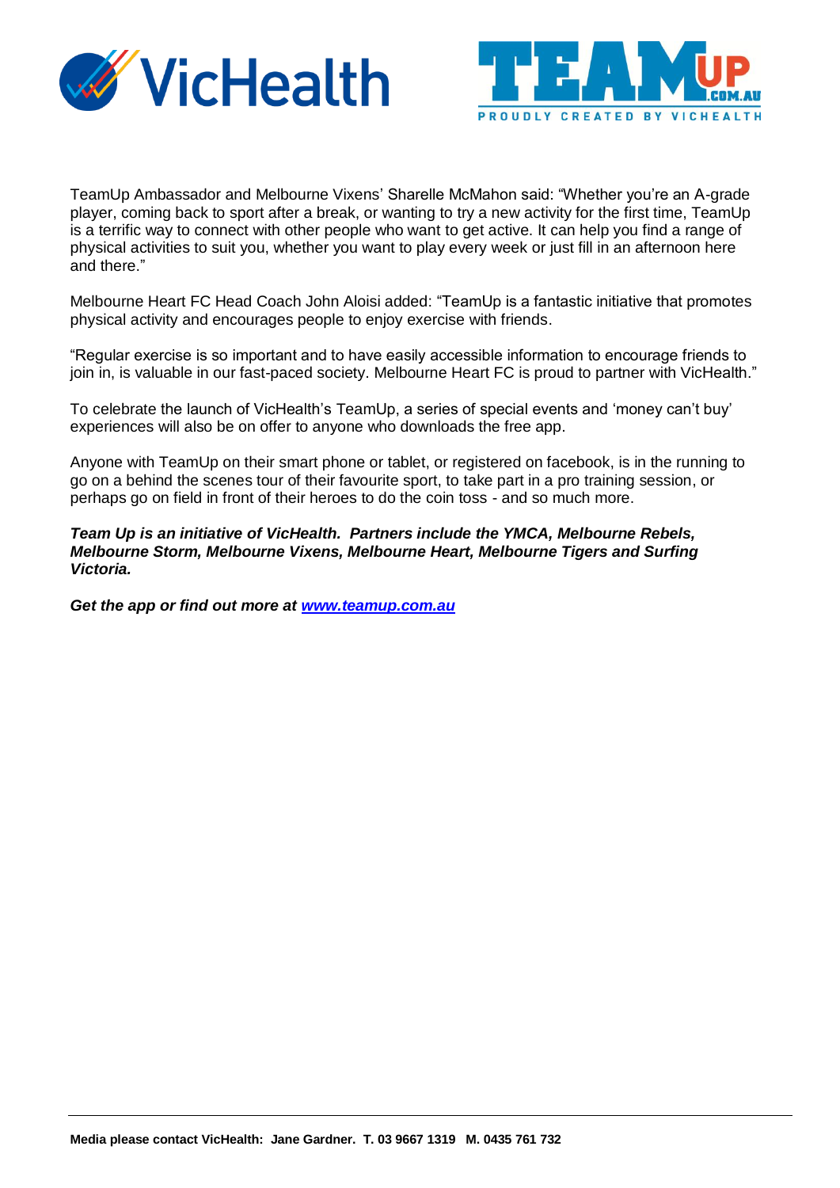TeamUp Ambassador and Melbourne Vixens' Sharelle McMahon said: "Whether you're an A-grade player, coming back to sport after a break, or wanting to try a new activity for the first time, TeamUp is a terrific way to connect with other people who want to get active. It can help you find a range of physical activities to suit you, whether you want to play every week or just fill in an afternoon here and there."

Melbourne Heart FC Head Coach John Aloisi added: "TeamUp is a fantastic initiative that promotes physical activity and encourages people to enjoy exercise with friends.

"Regular exercise is so important and to have easily accessible information to encourage friends to join in, is valuable in our fast-paced society. Melbourne Heart FC is proud to partner with VicHealth."

To celebrate the launch of VicHealth's TeamUp, a series of special events and 'money can't buy' experiences will also be on offer to anyone who downloads the free app.

Anyone with TeamUp on their smart phone or tablet, or registered on facebook, is in the running to go on a behind the scenes tour of their favourite sport, to take part in a pro training session, or perhaps go on field in front of their heroes to do the coin toss - and so much more.

***Team Up is an initiative of VicHealth. Partners include the YMCA, Melbourne Rebels, Melbourne Storm, Melbourne Vixens, Melbourne Heart, Melbourne Tigers and Surfing Victoria.***

***Get the app or find out more at [www.teamup.com.au](http://www.teamup.com.au)***

**Media please contact VicHealth: Jane Gardner. T. 03 9667 1319 M. 0435 761 732**